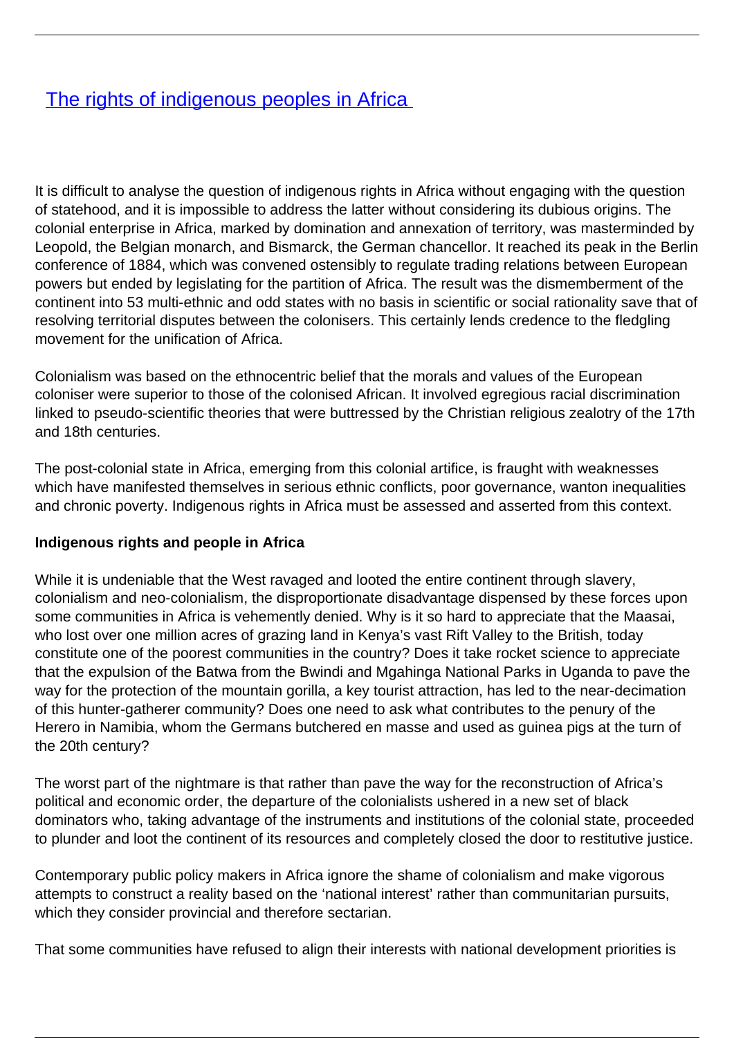# [The rights of indigenous peoples in Africa](#)

It is difficult to analyse the question of indigenous rights in Africa without engaging with the question of statehood, and it is impossible to address the latter without considering its dubious origins. The colonial enterprise in Africa, marked by domination and annexation of territory, was masterminded by Leopold, the Belgian monarch, and Bismarck, the German chancellor. It reached its peak in the Berlin conference of 1884, which was convened ostensibly to regulate trading relations between European powers but ended by legislating for the partition of Africa. The result was the dismemberment of the continent into 53 multi-ethnic and odd states with no basis in scientific or social rationality save that of resolving territorial disputes between the colonisers. This certainly lends credence to the fledgling movement for the unification of Africa.

Colonialism was based on the ethnocentric belief that the morals and values of the European coloniser were superior to those of the colonised African. It involved egregious racial discrimination linked to pseudo-scientific theories that were buttressed by the Christian religious zealotry of the 17th and 18th centuries.

The post-colonial state in Africa, emerging from this colonial artifice, is fraught with weaknesses which have manifested themselves in serious ethnic conflicts, poor governance, wanton inequalities and chronic poverty. Indigenous rights in Africa must be assessed and asserted from this context.

**Indigenous rights and people in Africa**

While it is undeniable that the West ravaged and looted the entire continent through slavery, colonialism and neo-colonialism, the disproportionate disadvantage dispensed by these forces upon some communities in Africa is vehemently denied. Why is it so hard to appreciate that the Maasai, who lost over one million acres of grazing land in Kenya's vast Rift Valley to the British, today constitute one of the poorest communities in the country? Does it take rocket science to appreciate that the expulsion of the Batwa from the Bwindi and Mgahinga National Parks in Uganda to pave the way for the protection of the mountain gorilla, a key tourist attraction, has led to the near-decimation of this hunter-gatherer community? Does one need to ask what contributes to the penury of the Herero in Namibia, whom the Germans butchered en masse and used as guinea pigs at the turn of the 20th century?

The worst part of the nightmare is that rather than pave the way for the reconstruction of Africa's political and economic order, the departure of the colonialists ushered in a new set of black dominators who, taking advantage of the instruments and institutions of the colonial state, proceeded to plunder and loot the continent of its resources and completely closed the door to restitutive justice.

Contemporary public policy makers in Africa ignore the shame of colonialism and make vigorous attempts to construct a reality based on the 'national interest' rather than communitarian pursuits, which they consider provincial and therefore sectarian.

That some communities have refused to align their interests with national development priorities is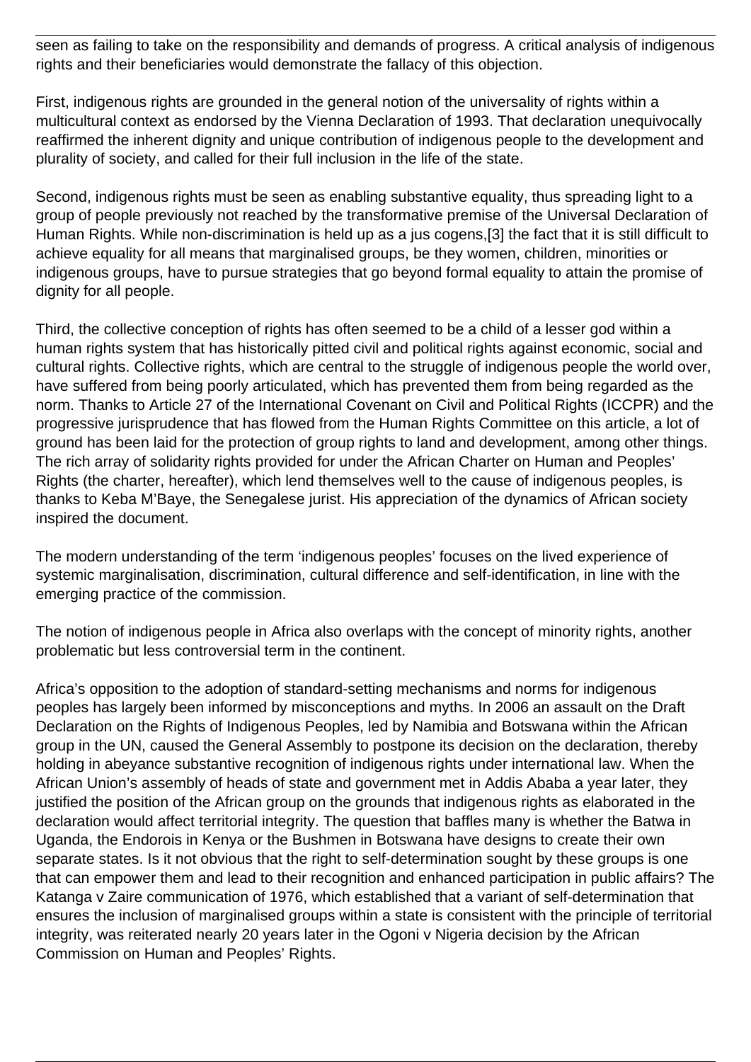seen as failing to take on the responsibility and demands of progress. A critical analysis of indigenous rights and their beneficiaries would demonstrate the fallacy of this objection.

First, indigenous rights are grounded in the general notion of the universality of rights within a multicultural context as endorsed by the Vienna Declaration of 1993. That declaration unequivocally reaffirmed the inherent dignity and unique contribution of indigenous people to the development and plurality of society, and called for their full inclusion in the life of the state.

Second, indigenous rights must be seen as enabling substantive equality, thus spreading light to a group of people previously not reached by the transformative premise of the Universal Declaration of Human Rights. While non-discrimination is held up as a jus cogens,[3] the fact that it is still difficult to achieve equality for all means that marginalised groups, be they women, children, minorities or indigenous groups, have to pursue strategies that go beyond formal equality to attain the promise of dignity for all people.

Third, the collective conception of rights has often seemed to be a child of a lesser god within a human rights system that has historically pitted civil and political rights against economic, social and cultural rights. Collective rights, which are central to the struggle of indigenous people the world over, have suffered from being poorly articulated, which has prevented them from being regarded as the norm. Thanks to Article 27 of the International Covenant on Civil and Political Rights (ICCPR) and the progressive jurisprudence that has flowed from the Human Rights Committee on this article, a lot of ground has been laid for the protection of group rights to land and development, among other things. The rich array of solidarity rights provided for under the African Charter on Human and Peoples' Rights (the charter, hereafter), which lend themselves well to the cause of indigenous peoples, is thanks to Keba M'Baye, the Senegalese jurist. His appreciation of the dynamics of African society inspired the document.

The modern understanding of the term 'indigenous peoples' focuses on the lived experience of systemic marginalisation, discrimination, cultural difference and self-identification, in line with the emerging practice of the commission.

The notion of indigenous people in Africa also overlaps with the concept of minority rights, another problematic but less controversial term in the continent.

Africa's opposition to the adoption of standard-setting mechanisms and norms for indigenous peoples has largely been informed by misconceptions and myths. In 2006 an assault on the Draft Declaration on the Rights of Indigenous Peoples, led by Namibia and Botswana within the African group in the UN, caused the General Assembly to postpone its decision on the declaration, thereby holding in abeyance substantive recognition of indigenous rights under international law. When the African Union's assembly of heads of state and government met in Addis Ababa a year later, they justified the position of the African group on the grounds that indigenous rights as elaborated in the declaration would affect territorial integrity. The question that baffles many is whether the Batwa in Uganda, the Endorois in Kenya or the Bushmen in Botswana have designs to create their own separate states. Is it not obvious that the right to self-determination sought by these groups is one that can empower them and lead to their recognition and enhanced participation in public affairs? The Katanga v Zaire communication of 1976, which established that a variant of self-determination that ensures the inclusion of marginalised groups within a state is consistent with the principle of territorial integrity, was reiterated nearly 20 years later in the Ogoni v Nigeria decision by the African Commission on Human and Peoples' Rights.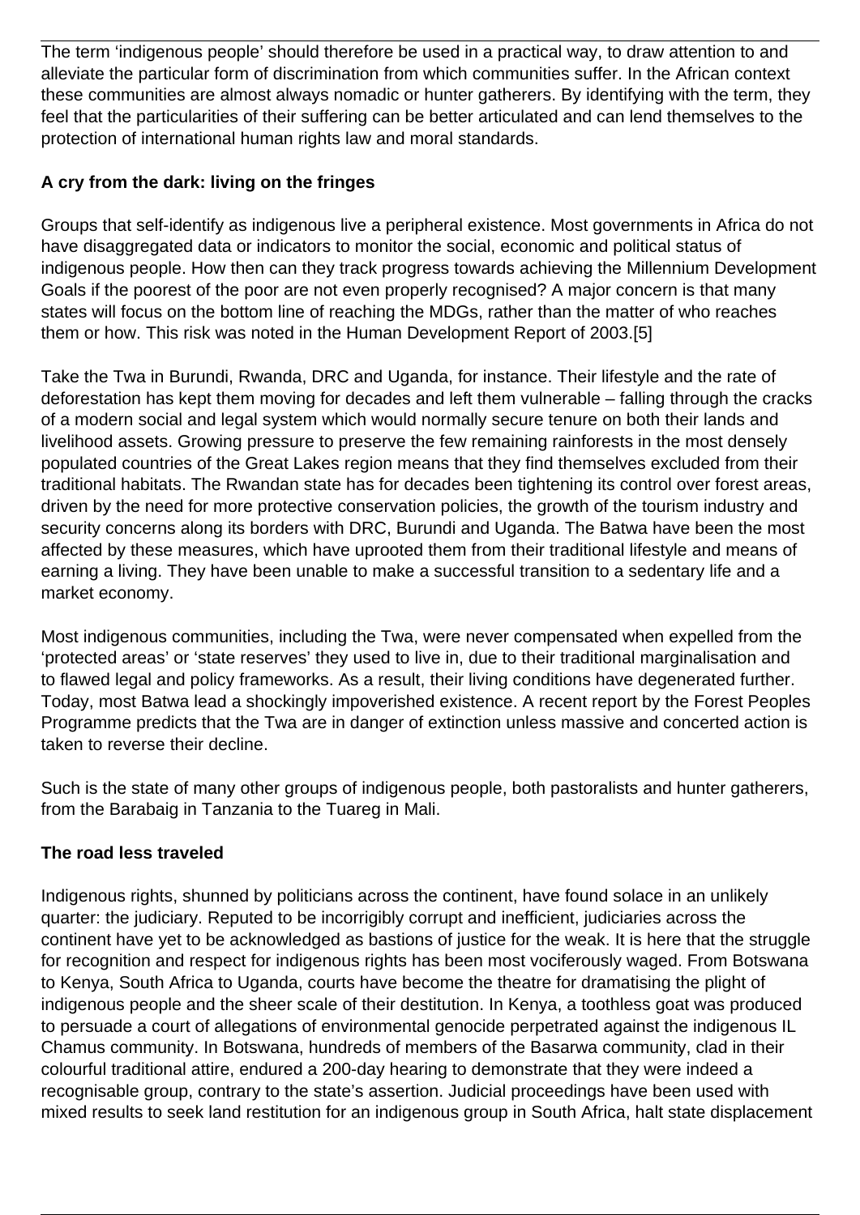The term 'indigenous people' should therefore be used in a practical way, to draw attention to and alleviate the particular form of discrimination from which communities suffer. In the African context these communities are almost always nomadic or hunter gatherers. By identifying with the term, they feel that the particularities of their suffering can be better articulated and can lend themselves to the protection of international human rights law and moral standards.

**A cry from the dark: living on the fringes**

Groups that self-identify as indigenous live a peripheral existence. Most governments in Africa do not have disaggregated data or indicators to monitor the social, economic and political status of indigenous people. How then can they track progress towards achieving the Millennium Development Goals if the poorest of the poor are not even properly recognised? A major concern is that many states will focus on the bottom line of reaching the MDGs, rather than the matter of who reaches them or how. This risk was noted in the Human Development Report of 2003.[5]

Take the Twa in Burundi, Rwanda, DRC and Uganda, for instance. Their lifestyle and the rate of deforestation has kept them moving for decades and left them vulnerable – falling through the cracks of a modern social and legal system which would normally secure tenure on both their lands and livelihood assets. Growing pressure to preserve the few remaining rainforests in the most densely populated countries of the Great Lakes region means that they find themselves excluded from their traditional habitats. The Rwandan state has for decades been tightening its control over forest areas, driven by the need for more protective conservation policies, the growth of the tourism industry and security concerns along its borders with DRC, Burundi and Uganda. The Batwa have been the most affected by these measures, which have uprooted them from their traditional lifestyle and means of earning a living. They have been unable to make a successful transition to a sedentary life and a market economy.

Most indigenous communities, including the Twa, were never compensated when expelled from the 'protected areas' or 'state reserves' they used to live in, due to their traditional marginalisation and to flawed legal and policy frameworks. As a result, their living conditions have degenerated further. Today, most Batwa lead a shockingly impoverished existence. A recent report by the Forest Peoples Programme predicts that the Twa are in danger of extinction unless massive and concerted action is taken to reverse their decline.

Such is the state of many other groups of indigenous people, both pastoralists and hunter gatherers, from the Barabaig in Tanzania to the Tuareg in Mali.

**The road less traveled**

Indigenous rights, shunned by politicians across the continent, have found solace in an unlikely quarter: the judiciary. Reputed to be incorrigibly corrupt and inefficient, judiciaries across the continent have yet to be acknowledged as bastions of justice for the weak. It is here that the struggle for recognition and respect for indigenous rights has been most vociferously waged. From Botswana to Kenya, South Africa to Uganda, courts have become the theatre for dramatising the plight of indigenous people and the sheer scale of their destitution. In Kenya, a toothless goat was produced to persuade a court of allegations of environmental genocide perpetrated against the indigenous IL Chamus community. In Botswana, hundreds of members of the Basarwa community, clad in their colourful traditional attire, endured a 200-day hearing to demonstrate that they were indeed a recognisable group, contrary to the state's assertion. Judicial proceedings have been used with mixed results to seek land restitution for an indigenous group in South Africa, halt state displacement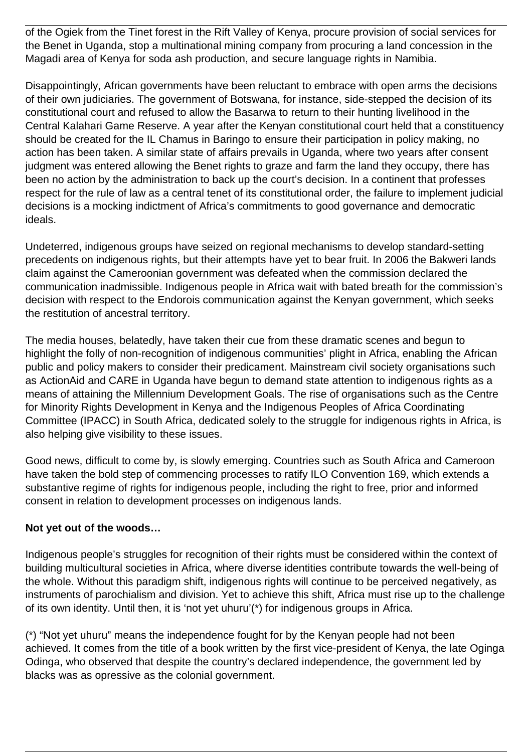of the Ogiek from the Tinet forest in the Rift Valley of Kenya, procure provision of social services for the Benet in Uganda, stop a multinational mining company from procuring a land concession in the Magadi area of Kenya for soda ash production, and secure language rights in Namibia.

Disappointingly, African governments have been reluctant to embrace with open arms the decisions of their own judiciaries. The government of Botswana, for instance, side-stepped the decision of its constitutional court and refused to allow the Basarwa to return to their hunting livelihood in the Central Kalahari Game Reserve. A year after the Kenyan constitutional court held that a constituency should be created for the IL Chamus in Baringo to ensure their participation in policy making, no action has been taken. A similar state of affairs prevails in Uganda, where two years after consent judgment was entered allowing the Benet rights to graze and farm the land they occupy, there has been no action by the administration to back up the court's decision. In a continent that professes respect for the rule of law as a central tenet of its constitutional order, the failure to implement judicial decisions is a mocking indictment of Africa's commitments to good governance and democratic ideals.

Undeterred, indigenous groups have seized on regional mechanisms to develop standard-setting precedents on indigenous rights, but their attempts have yet to bear fruit. In 2006 the Bakweri lands claim against the Cameroonian government was defeated when the commission declared the communication inadmissible. Indigenous people in Africa wait with bated breath for the commission's decision with respect to the Endorois communication against the Kenyan government, which seeks the restitution of ancestral territory.

The media houses, belatedly, have taken their cue from these dramatic scenes and begun to highlight the folly of non-recognition of indigenous communities' plight in Africa, enabling the African public and policy makers to consider their predicament. Mainstream civil society organisations such as ActionAid and CARE in Uganda have begun to demand state attention to indigenous rights as a means of attaining the Millennium Development Goals. The rise of organisations such as the Centre for Minority Rights Development in Kenya and the Indigenous Peoples of Africa Coordinating Committee (IPACC) in South Africa, dedicated solely to the struggle for indigenous rights in Africa, is also helping give visibility to these issues.

Good news, difficult to come by, is slowly emerging. Countries such as South Africa and Cameroon have taken the bold step of commencing processes to ratify ILO Convention 169, which extends a substantive regime of rights for indigenous people, including the right to free, prior and informed consent in relation to development processes on indigenous lands.

**Not yet out of the woods…**

Indigenous people's struggles for recognition of their rights must be considered within the context of building multicultural societies in Africa, where diverse identities contribute towards the well-being of the whole. Without this paradigm shift, indigenous rights will continue to be perceived negatively, as instruments of parochialism and division. Yet to achieve this shift, Africa must rise up to the challenge of its own identity. Until then, it is 'not yet uhuru'(*) for indigenous groups in Africa.

(*) "Not yet uhuru" means the independence fought for by the Kenyan people had not been achieved. It comes from the title of a book written by the first vice-president of Kenya, the late Oginga Odinga, who observed that despite the country's declared independence, the government led by blacks was as opressive as the colonial government.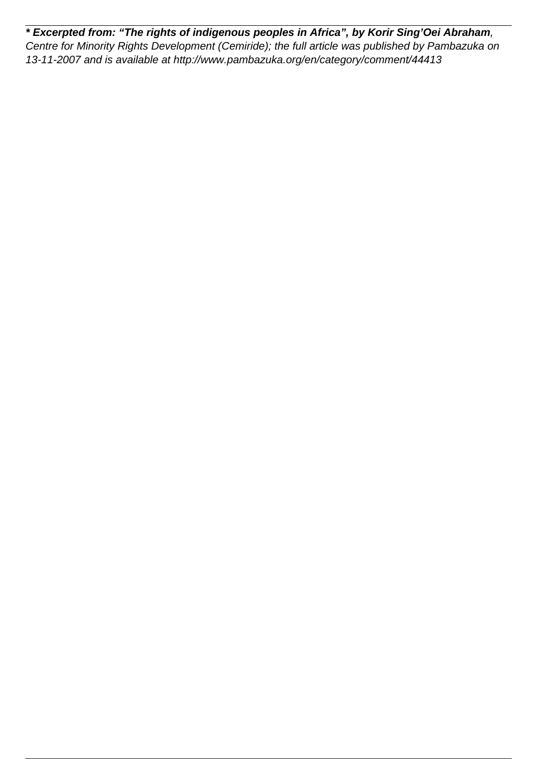***\* Excerpted from: "The rights of indigenous peoples in Africa", by Korir Sing'Oei Abraham**, Centre for Minority Rights Development (Cemiride); the full article was published by Pambazuka on 13-11-2007 and is available at http://www.pambazuka.org/en/category/comment/44413*